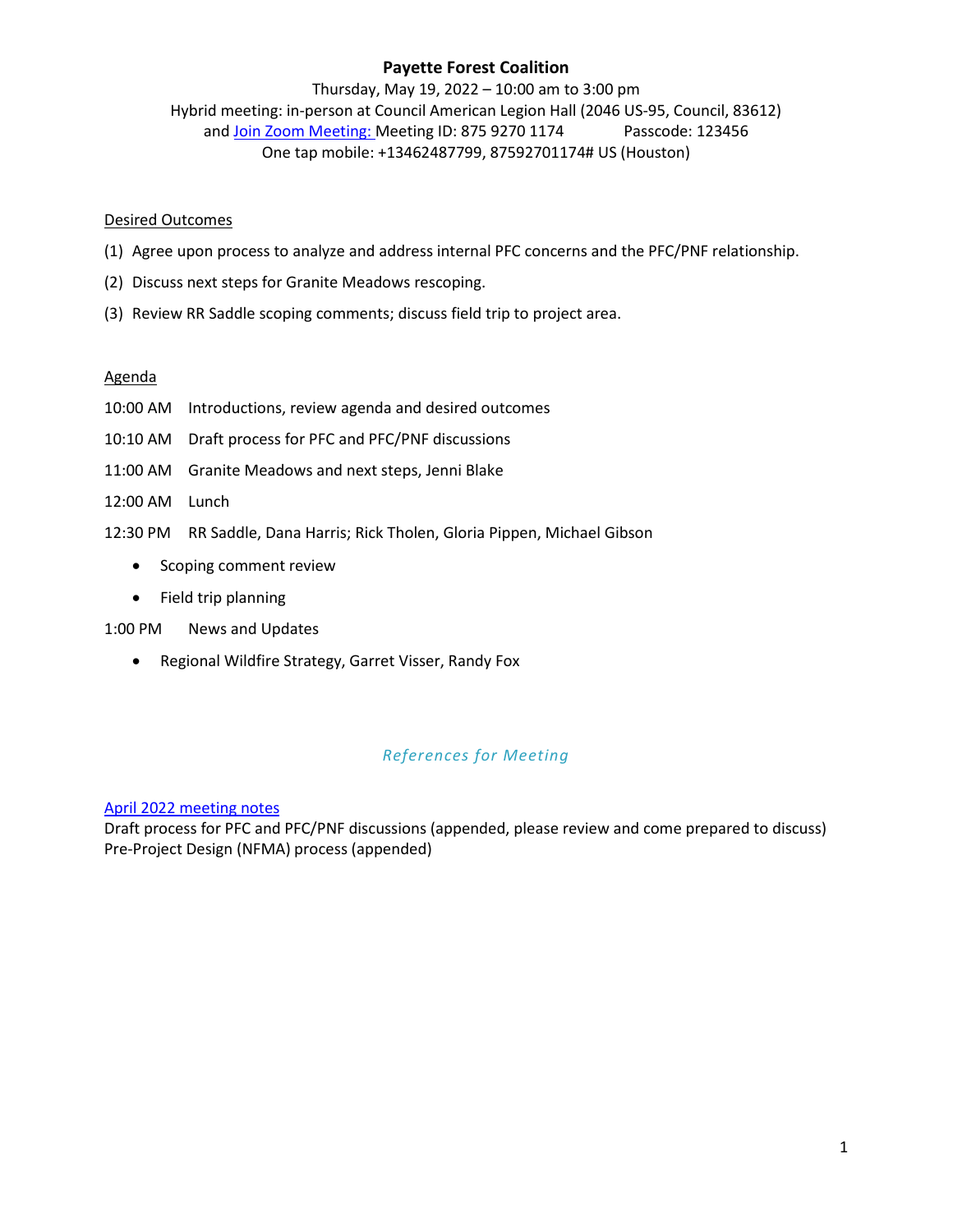# Payette Forest Coalition

Thursday, May 19, 2022 – 10:00 am to 3:00 pm
Hybrid meeting: in-person at Council American Legion Hall (2046 US-95, Council, 83612)
and Join Zoom Meeting: Meeting ID: 875 9270 1174 Passcode: 123456
One tap mobile: +13462487799, 87592701174# US (Houston)

## Desired Outcomes

(1) Agree upon process to analyze and address internal PFC concerns and the PFC/PNF relationship.

(2) Discuss next steps for Granite Meadows rescoping.

(3) Review RR Saddle scoping comments; discuss field trip to project area.

## Agenda

10:00 AM Introductions, review agenda and desired outcomes

10:10 AM Draft process for PFC and PFC/PNF discussions

11:00 AM Granite Meadows and next steps, Jenni Blake

12:00 AM Lunch

12:30 PM RR Saddle, Dana Harris; Rick Tholen, Gloria Pippen, Michael Gibson

- Scoping comment review
- Field trip planning

1:00 PM News and Updates

- Regional Wildfire Strategy, Garret Visser, Randy Fox

## *References for Meeting*

April 2022 meeting notes
Draft process for PFC and PFC/PNF discussions (appended, please review and come prepared to discuss)
Pre-Project Design (NFMA) process (appended)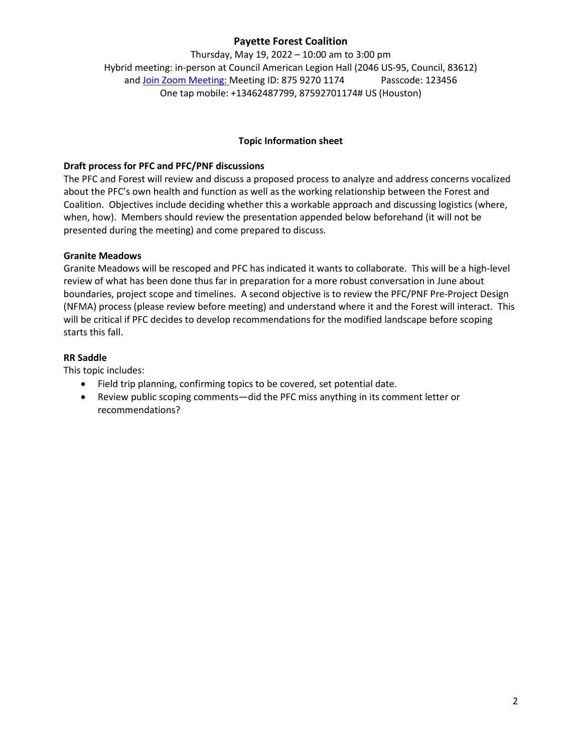# Payette Forest Coalition

Thursday, May 19, 2022 – 10:00 am to 3:00 pm
Hybrid meeting: in-person at Council American Legion Hall (2046 US-95, Council, 83612)
and Join Zoom Meeting: Meeting ID: 875 9270 1174 Passcode: 123456
One tap mobile: +13462487799, 87592701174# US (Houston)

## Topic Information sheet

### Draft process for PFC and PFC/PNF discussions

The PFC and Forest will review and discuss a proposed process to analyze and address concerns vocalized about the PFC's own health and function as well as the working relationship between the Forest and Coalition. Objectives include deciding whether this a workable approach and discussing logistics (where, when, how). Members should review the presentation appended below beforehand (it will not be presented during the meeting) and come prepared to discuss.

### Granite Meadows

Granite Meadows will be rescoped and PFC has indicated it wants to collaborate. This will be a high-level review of what has been done thus far in preparation for a more robust conversation in June about boundaries, project scope and timelines. A second objective is to review the PFC/PNF Pre-Project Design (NFMA) process (please review before meeting) and understand where it and the Forest will interact. This will be critical if PFC decides to develop recommendations for the modified landscape before scoping starts this fall.

### RR Saddle

This topic includes:

- Field trip planning, confirming topics to be covered, set potential date.
- Review public scoping comments—did the PFC miss anything in its comment letter or recommendations?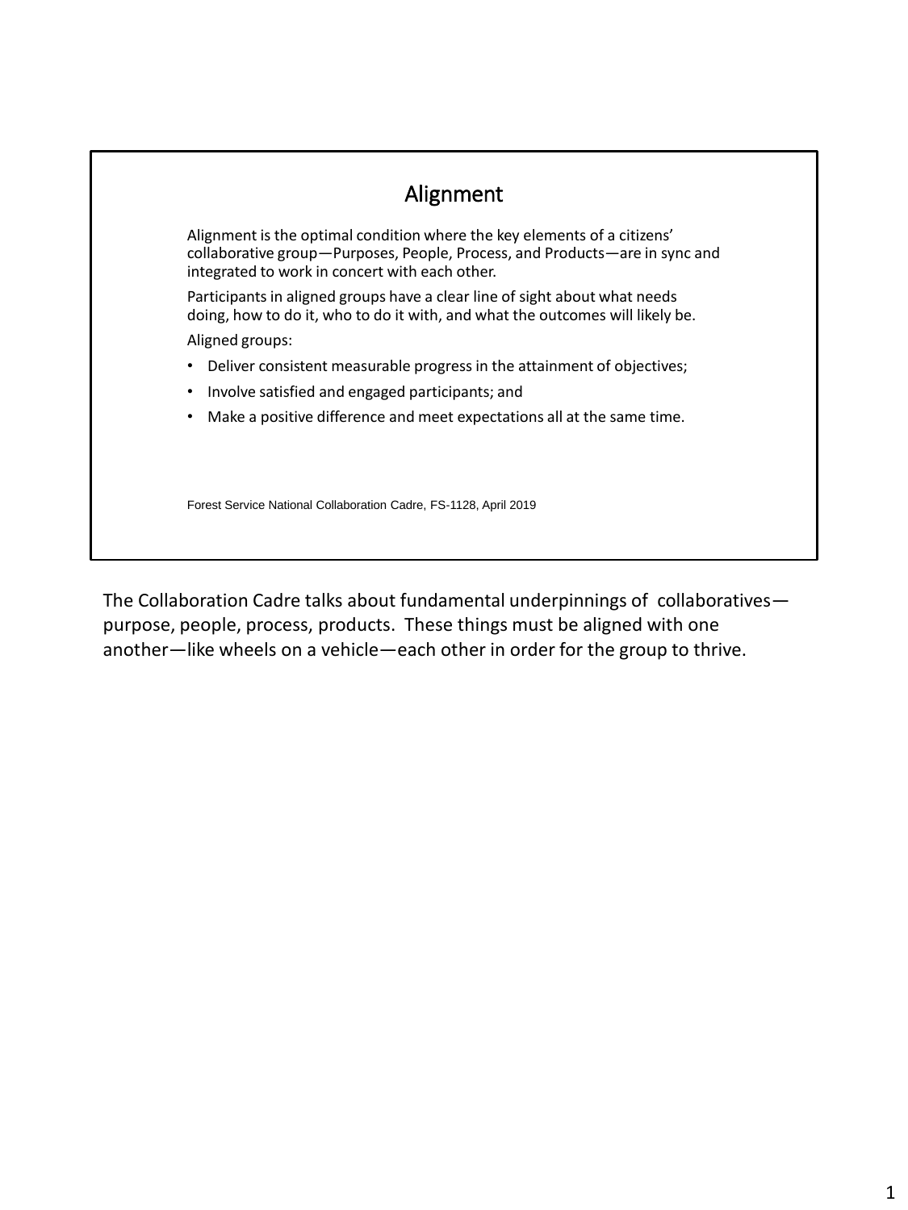## Alignment

Alignment is the optimal condition where the key elements of a citizens' collaborative group—Purposes, People, Process, and Products—are in sync and integrated to work in concert with each other.

Participants in aligned groups have a clear line of sight about what needs doing, how to do it, who to do it with, and what the outcomes will likely be.

Aligned groups:

- Deliver consistent measurable progress in the attainment of objectives;
- Involve satisfied and engaged participants; and
- Make a positive difference and meet expectations all at the same time.

Forest Service National Collaboration Cadre, FS-1128, April 2019

The Collaboration Cadre talks about fundamental underpinnings of collaboratives—purpose, people, process, products. These things must be aligned with one another—like wheels on a vehicle—each other in order for the group to thrive.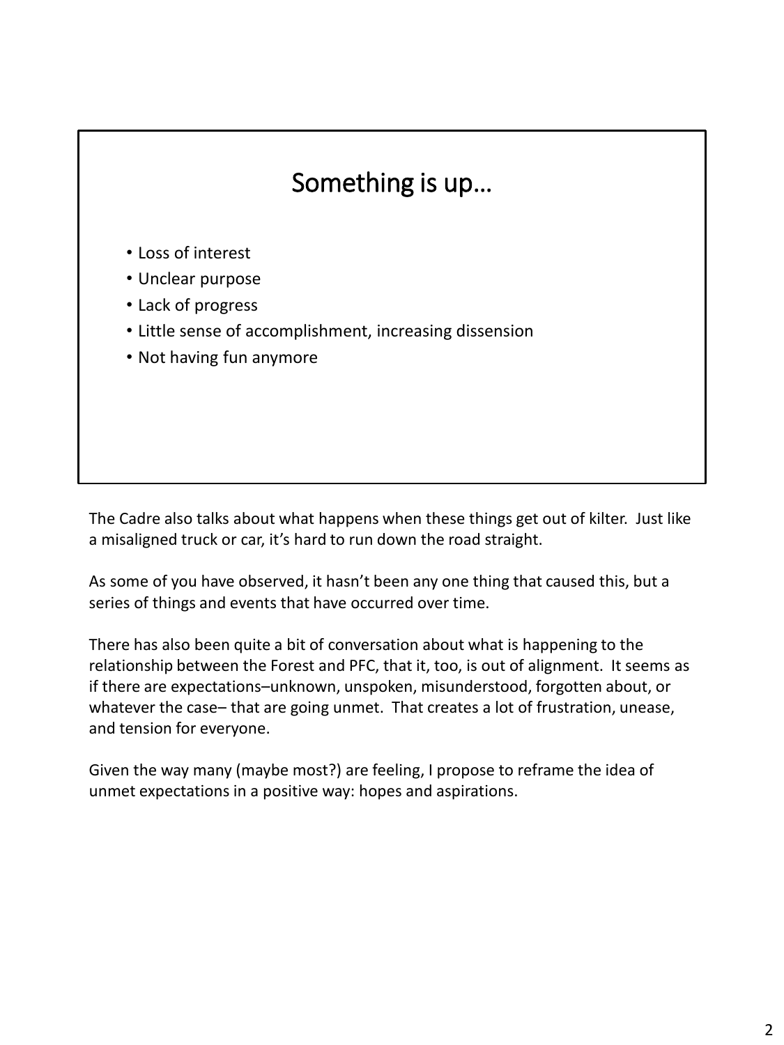## Something is up…

- Loss of interest
- Unclear purpose
- Lack of progress
- Little sense of accomplishment, increasing dissension
- Not having fun anymore

The Cadre also talks about what happens when these things get out of kilter. Just like a misaligned truck or car, it's hard to run down the road straight.

As some of you have observed, it hasn't been any one thing that caused this, but a series of things and events that have occurred over time.

There has also been quite a bit of conversation about what is happening to the relationship between the Forest and PFC, that it, too, is out of alignment. It seems as if there are expectations–unknown, unspoken, misunderstood, forgotten about, or whatever the case– that are going unmet. That creates a lot of frustration, unease, and tension for everyone.

Given the way many (maybe most?) are feeling, I propose to reframe the idea of unmet expectations in a positive way: hopes and aspirations.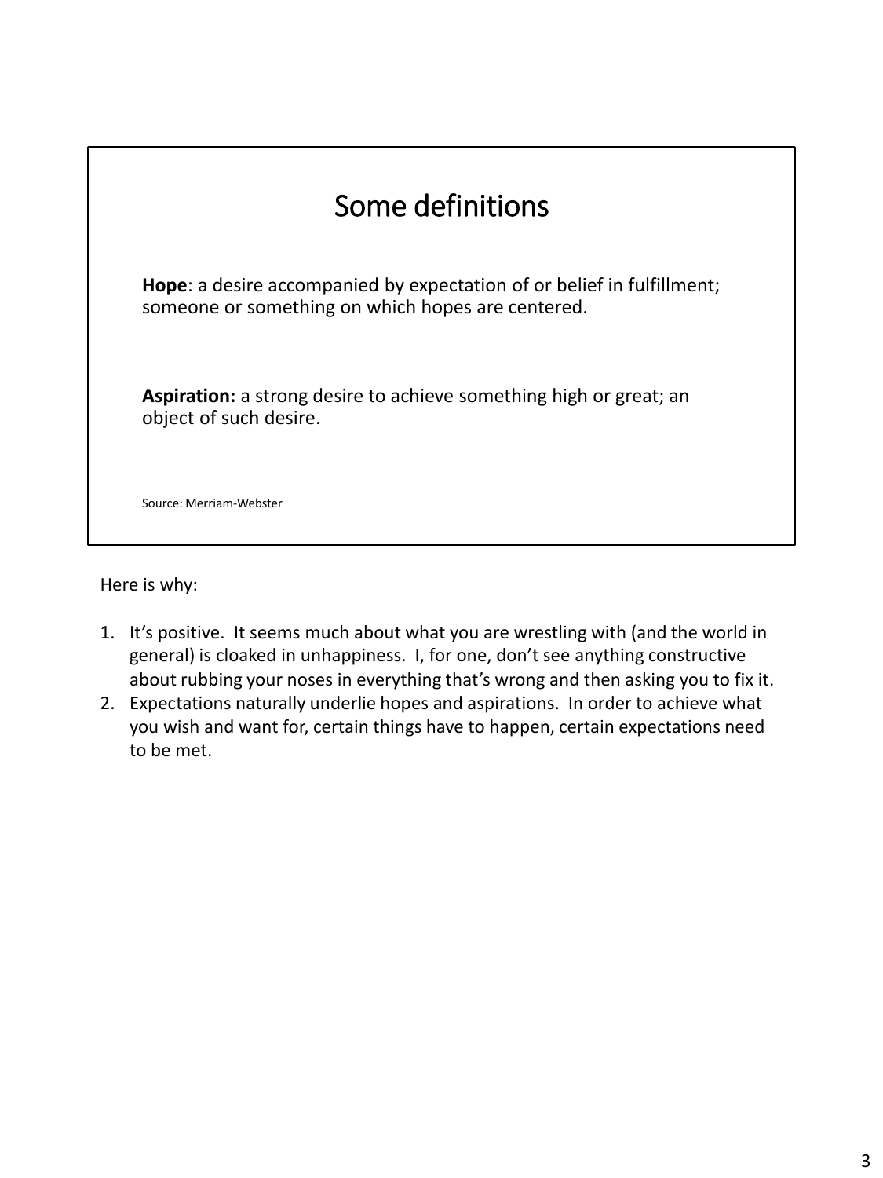## Some definitions

**Hope**: a desire accompanied by expectation of or belief in fulfillment; someone or something on which hopes are centered.

**Aspiration:** a strong desire to achieve something high or great; an object of such desire.

Source: Merriam-Webster

Here is why:

1. It's positive. It seems much about what you are wrestling with (and the world in general) is cloaked in unhappiness. I, for one, don't see anything constructive about rubbing your noses in everything that's wrong and then asking you to fix it.
2. Expectations naturally underlie hopes and aspirations. In order to achieve what you wish and want for, certain things have to happen, certain expectations need to be met.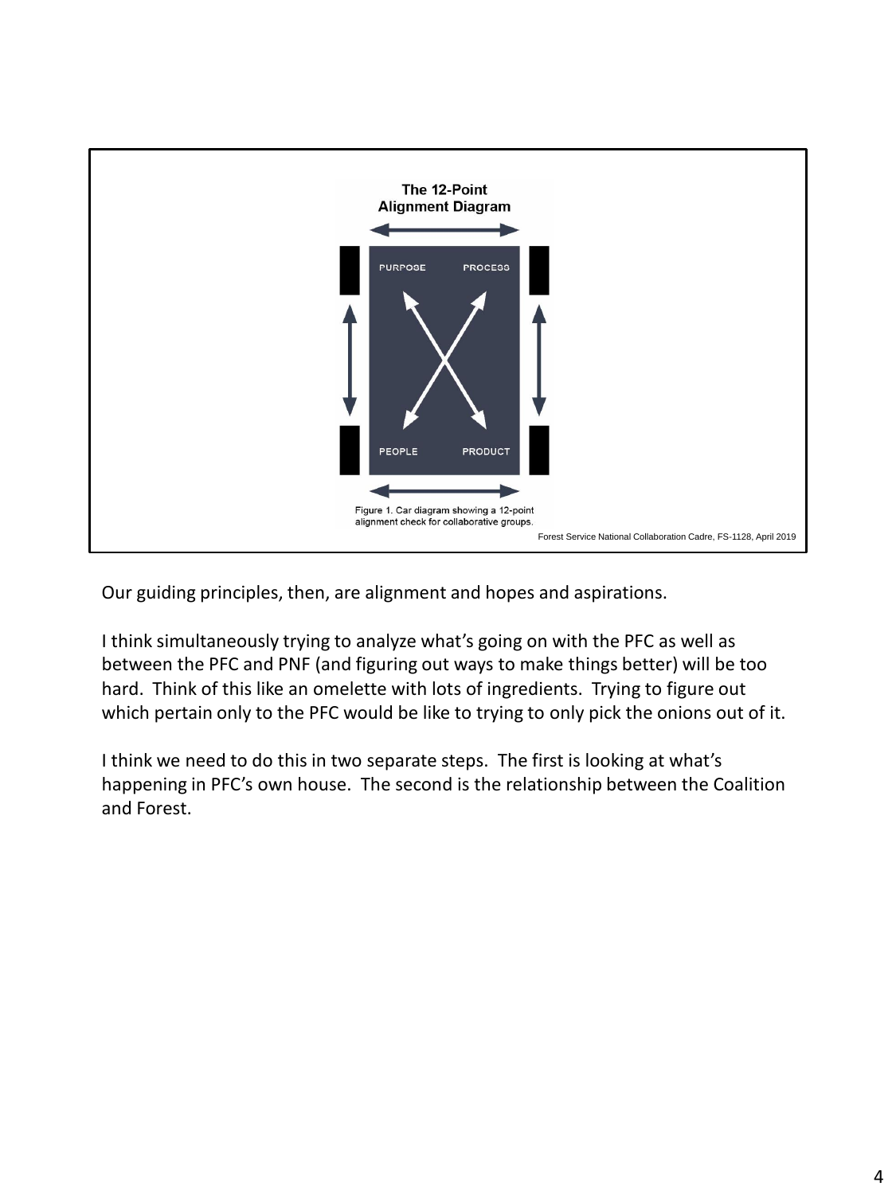The 12-Point
Alignment Diagram

PURPOSE

PROCESS

PEOPLE

PRODUCT

Figure 1. Car diagram showing a 12-point alignment check for collaborative groups.

Forest Service National Collaboration Cadre, FS-1128, April 2019

Our guiding principles, then, are alignment and hopes and aspirations.

I think simultaneously trying to analyze what's going on with the PFC as well as between the PFC and PNF (and figuring out ways to make things better) will be too hard. Think of this like an omelette with lots of ingredients. Trying to figure out which pertain only to the PFC would be like to trying to only pick the onions out of it.

I think we need to do this in two separate steps. The first is looking at what's happening in PFC's own house. The second is the relationship between the Coalition and Forest.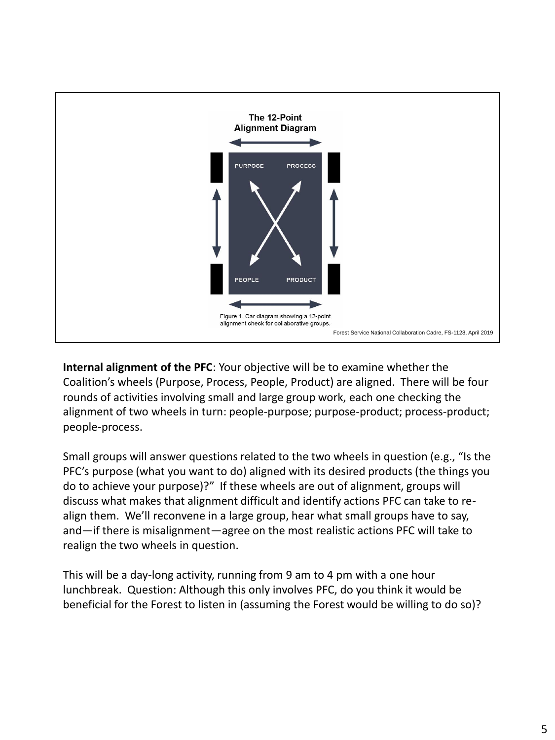The 12-Point
Alignment Diagram

PURPOSE
PROCESS
PEOPLE
PRODUCT

Figure 1. Car diagram showing a 12-point alignment check for collaborative groups.

Forest Service National Collaboration Cadre, FS-1128, April 2019

**Internal alignment of the PFC**: Your objective will be to examine whether the Coalition's wheels (Purpose, Process, People, Product) are aligned. There will be four rounds of activities involving small and large group work, each one checking the alignment of two wheels in turn: people-purpose; purpose-product; process-product; people-process.

Small groups will answer questions related to the two wheels in question (e.g., "Is the PFC's purpose (what you want to do) aligned with its desired products (the things you do to achieve your purpose)?" If these wheels are out of alignment, groups will discuss what makes that alignment difficult and identify actions PFC can take to re-align them. We'll reconvene in a large group, hear what small groups have to say, and—if there is misalignment—agree on the most realistic actions PFC will take to realign the two wheels in question.

This will be a day-long activity, running from 9 am to 4 pm with a one hour lunchbreak. Question: Although this only involves PFC, do you think it would be beneficial for the Forest to listen in (assuming the Forest would be willing to do so)?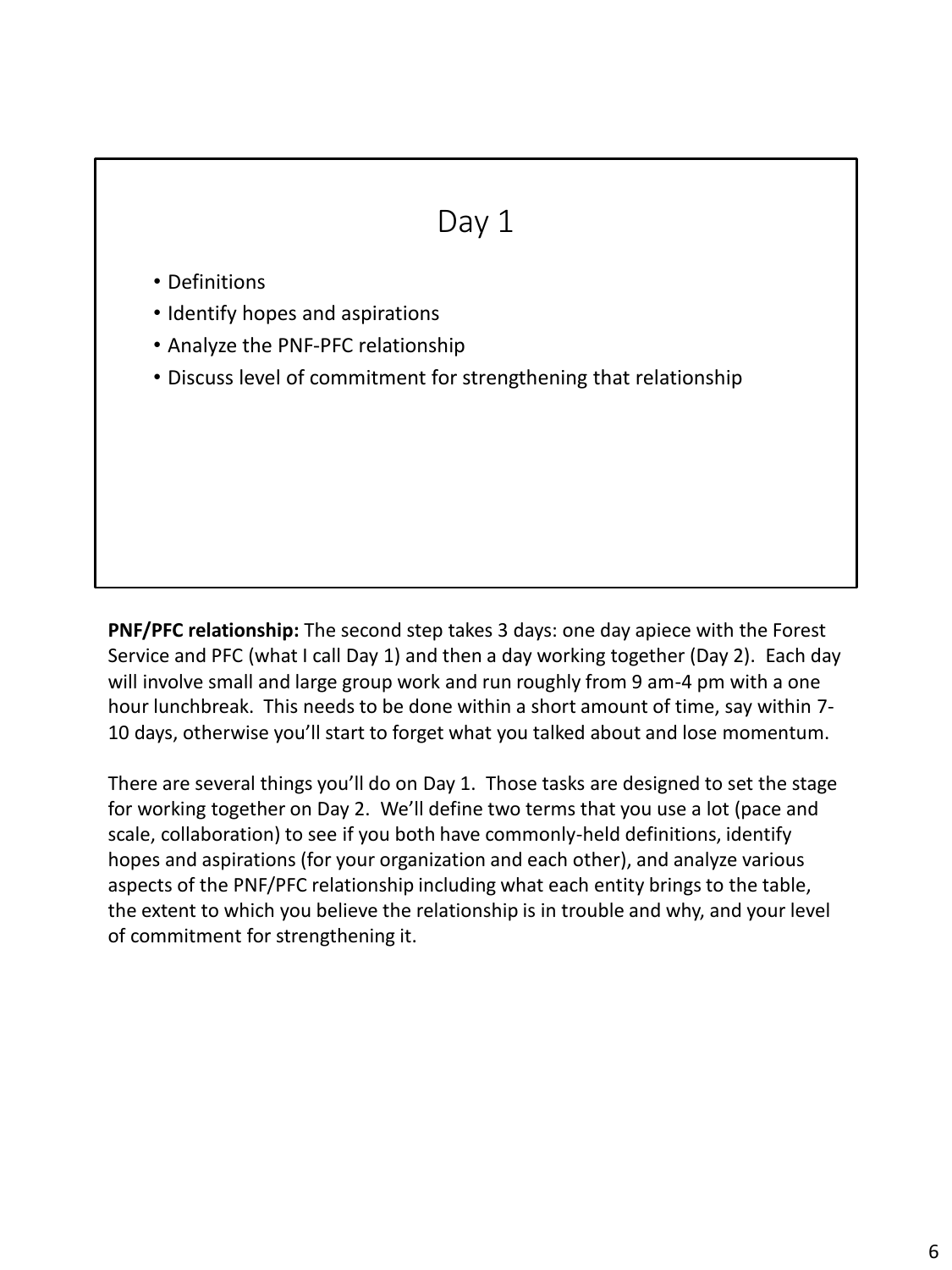# Day 1

- Definitions
- Identify hopes and aspirations
- Analyze the PNF-PFC relationship
- Discuss level of commitment for strengthening that relationship

**PNF/PFC relationship:** The second step takes 3 days: one day apiece with the Forest Service and PFC (what I call Day 1) and then a day working together (Day 2). Each day will involve small and large group work and run roughly from 9 am-4 pm with a one hour lunchbreak. This needs to be done within a short amount of time, say within 7-10 days, otherwise you'll start to forget what you talked about and lose momentum.

There are several things you'll do on Day 1. Those tasks are designed to set the stage for working together on Day 2. We'll define two terms that you use a lot (pace and scale, collaboration) to see if you both have commonly-held definitions, identify hopes and aspirations (for your organization and each other), and analyze various aspects of the PNF/PFC relationship including what each entity brings to the table, the extent to which you believe the relationship is in trouble and why, and your level of commitment for strengthening it.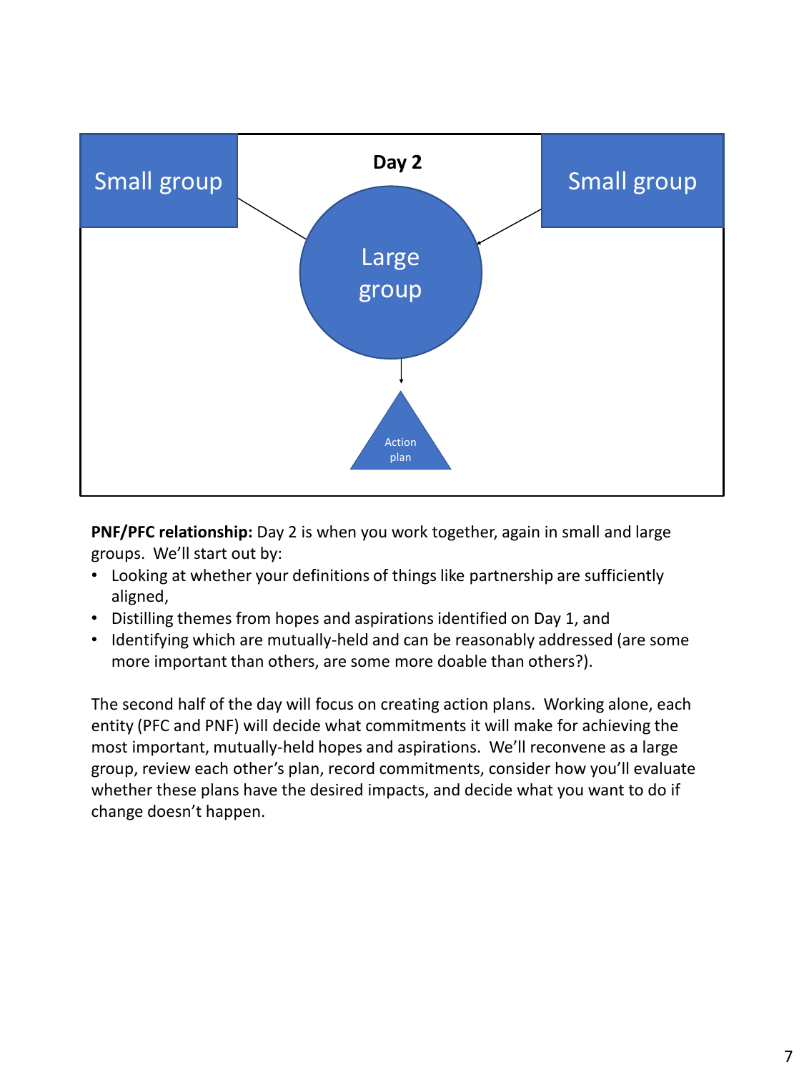Day 2

Small group

Small group

Large group

Action plan

**PNF/PFC relationship:** Day 2 is when you work together, again in small and large groups. We'll start out by:

- Looking at whether your definitions of things like partnership are sufficiently aligned,
- Distilling themes from hopes and aspirations identified on Day 1, and
- Identifying which are mutually-held and can be reasonably addressed (are some more important than others, are some more doable than others?).

The second half of the day will focus on creating action plans. Working alone, each entity (PFC and PNF) will decide what commitments it will make for achieving the most important, mutually-held hopes and aspirations. We'll reconvene as a large group, review each other's plan, record commitments, consider how you'll evaluate whether these plans have the desired impacts, and decide what you want to do if change doesn't happen.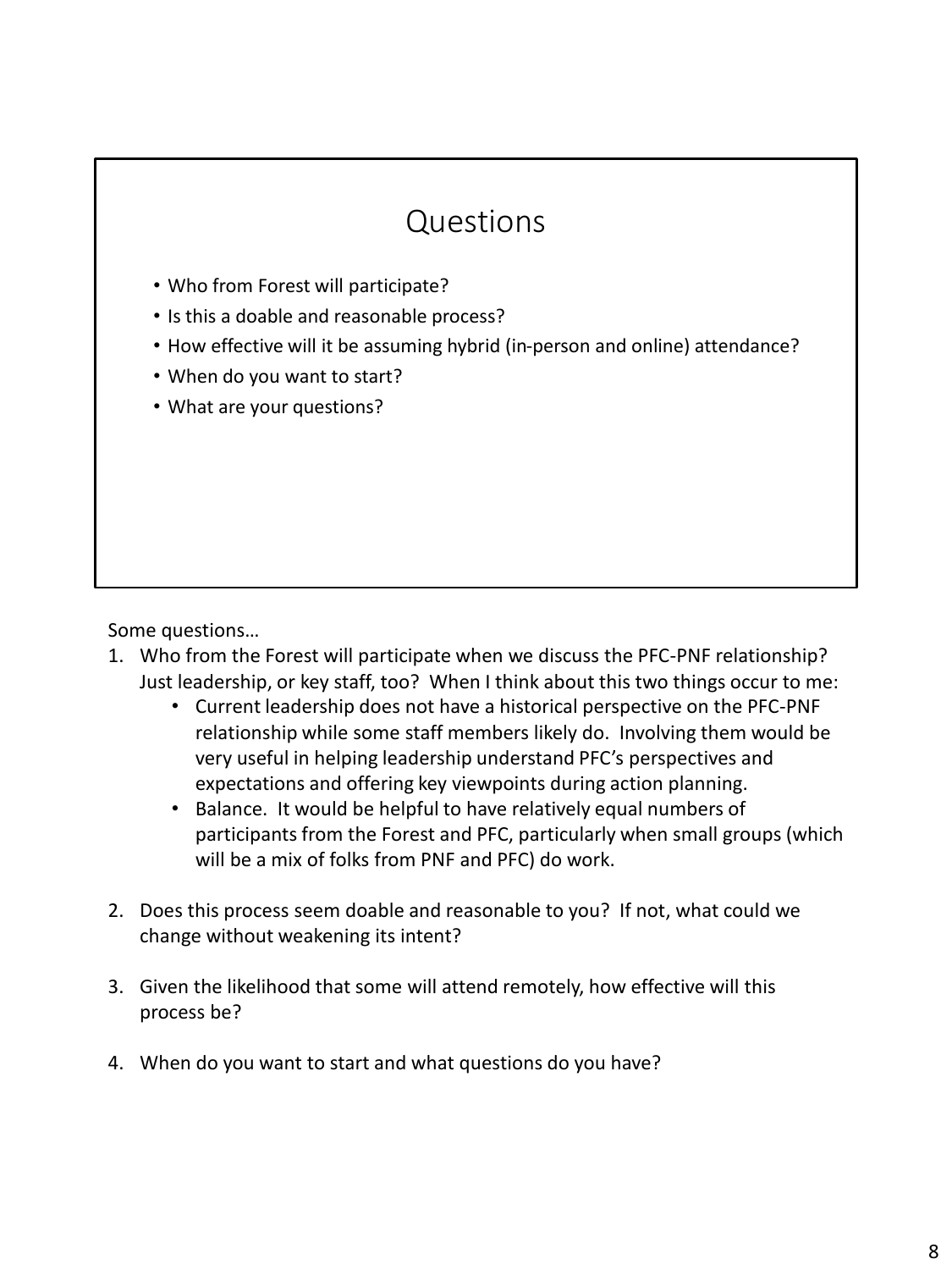# Questions

- Who from Forest will participate?
- Is this a doable and reasonable process?
- How effective will it be assuming hybrid (in-person and online) attendance?
- When do you want to start?
- What are your questions?

Some questions…

1. Who from the Forest will participate when we discuss the PFC-PNF relationship? Just leadership, or key staff, too? When I think about this two things occur to me:
   - Current leadership does not have a historical perspective on the PFC-PNF relationship while some staff members likely do. Involving them would be very useful in helping leadership understand PFC's perspectives and expectations and offering key viewpoints during action planning.
   - Balance. It would be helpful to have relatively equal numbers of participants from the Forest and PFC, particularly when small groups (which will be a mix of folks from PNF and PFC) do work.

2. Does this process seem doable and reasonable to you? If not, what could we change without weakening its intent?

3. Given the likelihood that some will attend remotely, how effective will this process be?

4. When do you want to start and what questions do you have?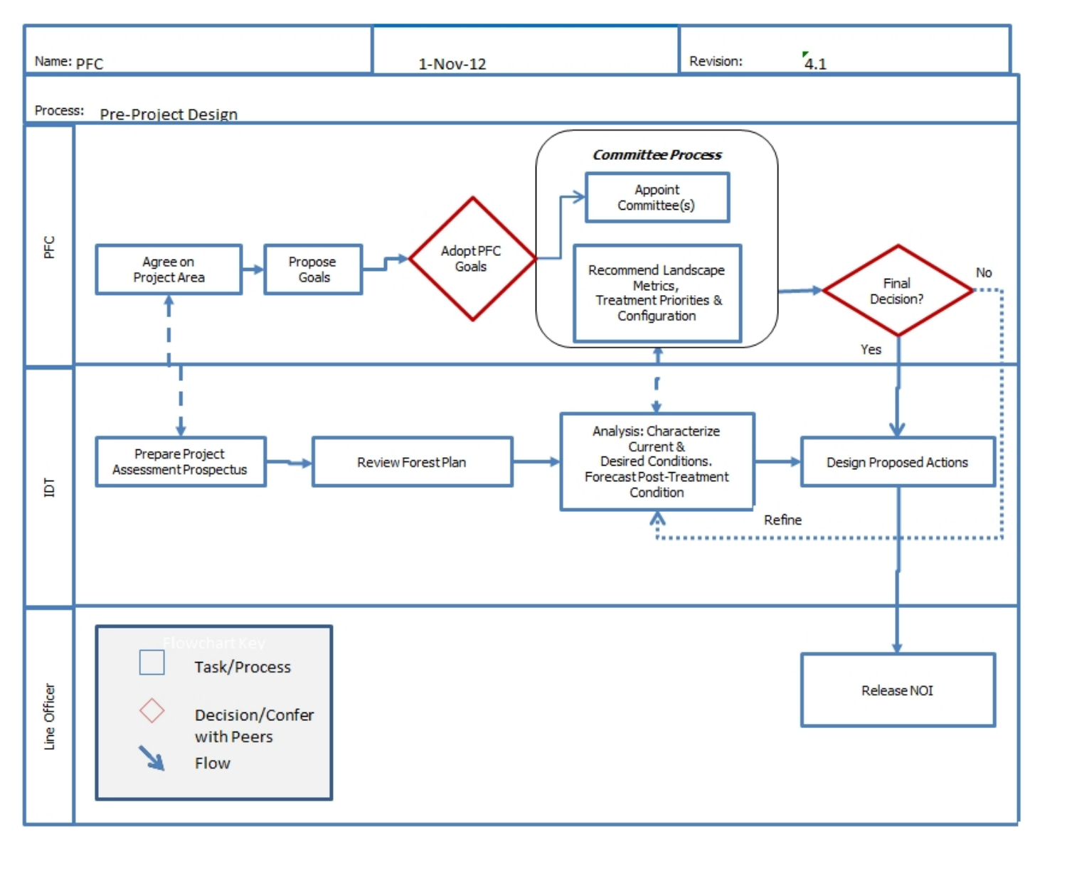| Name: PFC | 1-Nov-12 | Revision: 4.1 |
| --- | --- | --- |

Process: Pre-Project Design

PFC

Agree on Project Area

Propose Goals

Adopt PFC Goals

*Committee Process*

Appoint Committee(s)

Recommend Landscape Metrics, Treatment Priorities & Configuration

Final Decision?

No

Yes

IDT

Prepare Project Assessment Prospectus

Review Forest Plan

Analysis: Characterize Current & Desired Conditions. Forecast Post-Treatment Condition

Design Proposed Actions

Refine

Line Officer

Flowchart Key

Task/Process

Decision/Confer with Peers

Flow

Release NOI